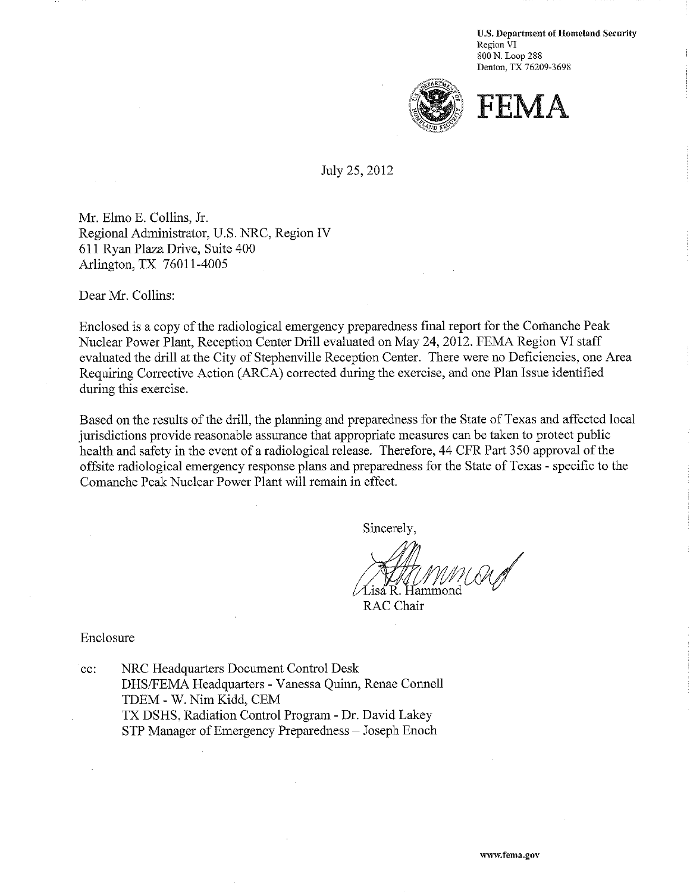U.S. Department of Homeland Security
Region VI
800 N. Loop 288
Denton, TX 76209-3698

**FEMA**

July 25, 2012

Mr. Elmo E. Collins, Jr.
Regional Administrator, U.S. NRC, Region IV
611 Ryan Plaza Drive, Suite 400
Arlington, TX 76011-4005

Dear Mr. Collins:

Enclosed is a copy of the radiological emergency preparedness final report for the Comanche Peak Nuclear Power Plant, Reception Center Drill evaluated on May 24, 2012. FEMA Region VI staff evaluated the drill at the City of Stephenville Reception Center. There were no Deficiencies, one Area Requiring Corrective Action (ARCA) corrected during the exercise, and one Plan Issue identified during this exercise.

Based on the results of the drill, the planning and preparedness for the State of Texas and affected local jurisdictions provide reasonable assurance that appropriate measures can be taken to protect public health and safety in the event of a radiological release. Therefore, 44 CFR Part 350 approval of the offsite radiological emergency response plans and preparedness for the State of Texas - specific to the Comanche Peak Nuclear Power Plant will remain in effect.

Sincerely,

Lisa R. Hammond
RAC Chair

Enclosure

cc: NRC Headquarters Document Control Desk
DHS/FEMA Headquarters - Vanessa Quinn, Renae Connell
TDEM - W. Nim Kidd, CEM
TX DSHS, Radiation Control Program - Dr. David Lakey
STP Manager of Emergency Preparedness – Joseph Enoch

www.fema.gov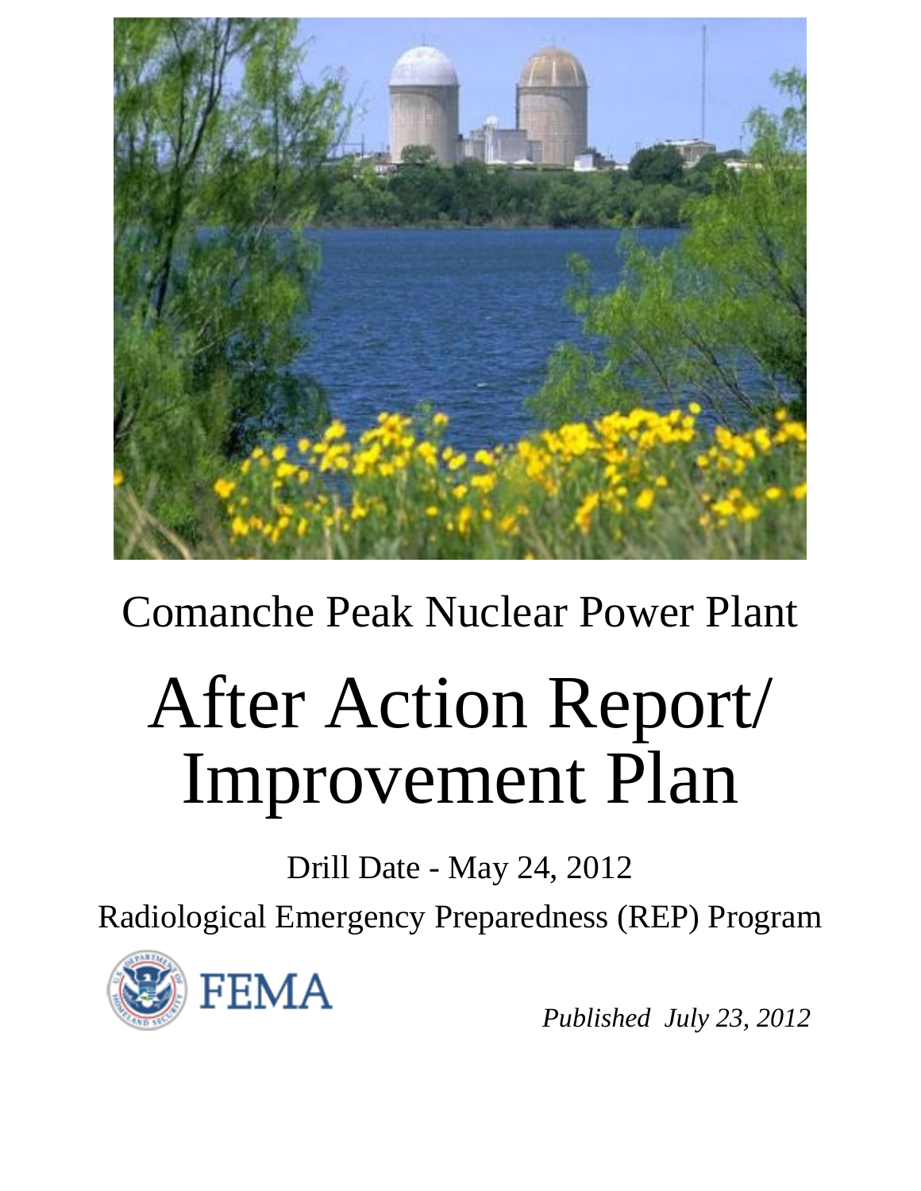Comanche Peak Nuclear Power Plant

# After Action Report/ Improvement Plan

Drill Date - May 24, 2012

Radiological Emergency Preparedness (REP) Program

FEMA

*Published July 23, 2012*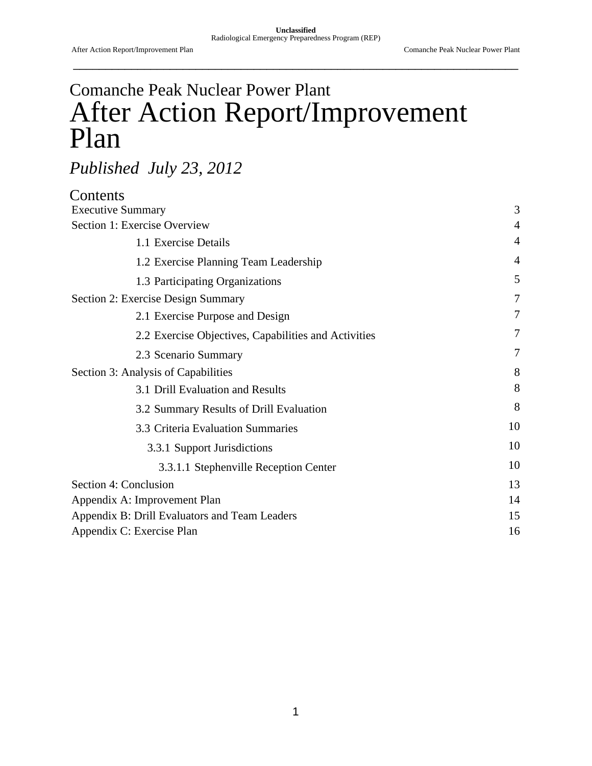# Comanche Peak Nuclear Power Plant

# After Action Report/Improvement Plan

*Published July 23, 2012*

## Contents

| | |
|---|---|
| Executive Summary | 3 |
| Section 1: Exercise Overview | 4 |
| 1.1 Exercise Details | 4 |
| 1.2 Exercise Planning Team Leadership | 4 |
| 1.3 Participating Organizations | 5 |
| Section 2: Exercise Design Summary | 7 |
| 2.1 Exercise Purpose and Design | 7 |
| 2.2 Exercise Objectives, Capabilities and Activities | 7 |
| 2.3 Scenario Summary | 7 |
| Section 3: Analysis of Capabilities | 8 |
| 3.1 Drill Evaluation and Results | 8 |
| 3.2 Summary Results of Drill Evaluation | 8 |
| 3.3 Criteria Evaluation Summaries | 10 |
| 3.3.1 Support Jurisdictions | 10 |
| 3.3.1.1 Stephenville Reception Center | 10 |
| Section 4: Conclusion | 13 |
| Appendix A: Improvement Plan | 14 |
| Appendix B: Drill Evaluators and Team Leaders | 15 |
| Appendix C: Exercise Plan | 16 |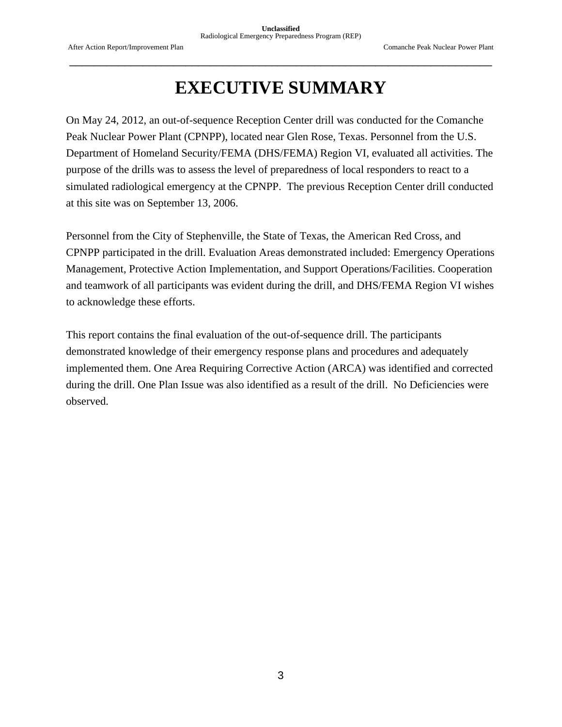# EXECUTIVE SUMMARY

On May 24, 2012, an out-of-sequence Reception Center drill was conducted for the Comanche Peak Nuclear Power Plant (CPNPP), located near Glen Rose, Texas. Personnel from the U.S. Department of Homeland Security/FEMA (DHS/FEMA) Region VI, evaluated all activities. The purpose of the drills was to assess the level of preparedness of local responders to react to a simulated radiological emergency at the CPNPP. The previous Reception Center drill conducted at this site was on September 13, 2006.

Personnel from the City of Stephenville, the State of Texas, the American Red Cross, and CPNPP participated in the drill. Evaluation Areas demonstrated included: Emergency Operations Management, Protective Action Implementation, and Support Operations/Facilities. Cooperation and teamwork of all participants was evident during the drill, and DHS/FEMA Region VI wishes to acknowledge these efforts.

This report contains the final evaluation of the out-of-sequence drill. The participants demonstrated knowledge of their emergency response plans and procedures and adequately implemented them. One Area Requiring Corrective Action (ARCA) was identified and corrected during the drill. One Plan Issue was also identified as a result of the drill. No Deficiencies were observed.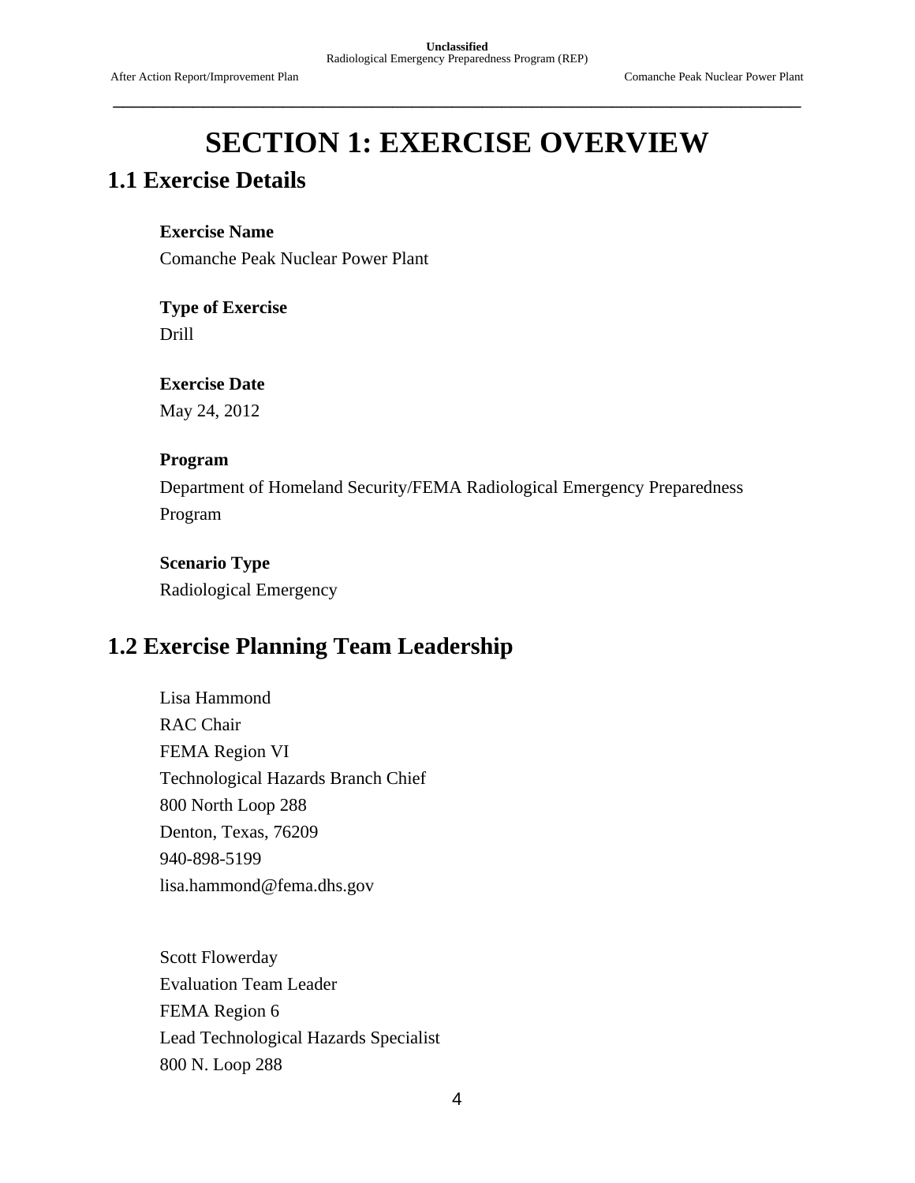# SECTION 1: EXERCISE OVERVIEW

## 1.1 Exercise Details

**Exercise Name**

Comanche Peak Nuclear Power Plant

**Type of Exercise**

Drill

**Exercise Date**

May 24, 2012

**Program**

Department of Homeland Security/FEMA Radiological Emergency Preparedness Program

**Scenario Type**

Radiological Emergency

## 1.2 Exercise Planning Team Leadership

Lisa Hammond
RAC Chair
FEMA Region VI
Technological Hazards Branch Chief
800 North Loop 288
Denton, Texas, 76209
940-898-5199
lisa.hammond@fema.dhs.gov

Scott Flowerday
Evaluation Team Leader
FEMA Region 6
Lead Technological Hazards Specialist
800 N. Loop 288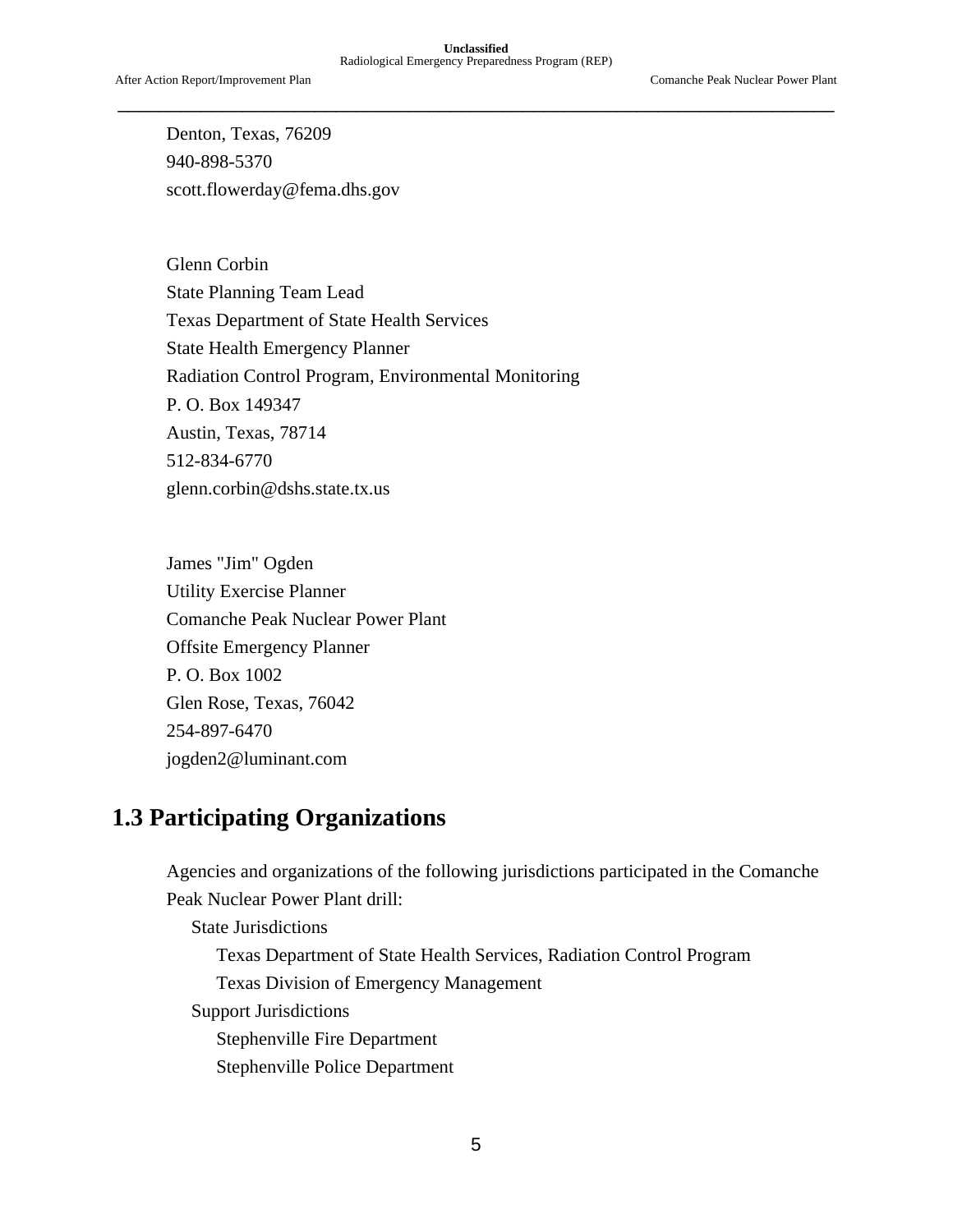Denton, Texas, 76209
940-898-5370
scott.flowerday@fema.dhs.gov

Glenn Corbin
State Planning Team Lead
Texas Department of State Health Services
State Health Emergency Planner
Radiation Control Program, Environmental Monitoring
P. O. Box 149347
Austin, Texas, 78714
512-834-6770
glenn.corbin@dshs.state.tx.us

James "Jim" Ogden
Utility Exercise Planner
Comanche Peak Nuclear Power Plant
Offsite Emergency Planner
P. O. Box 1002
Glen Rose, Texas, 76042
254-897-6470
jogden2@luminant.com

## 1.3 Participating Organizations

Agencies and organizations of the following jurisdictions participated in the Comanche Peak Nuclear Power Plant drill:

- State Jurisdictions
  - Texas Department of State Health Services, Radiation Control Program
  - Texas Division of Emergency Management
- Support Jurisdictions
  - Stephenville Fire Department
  - Stephenville Police Department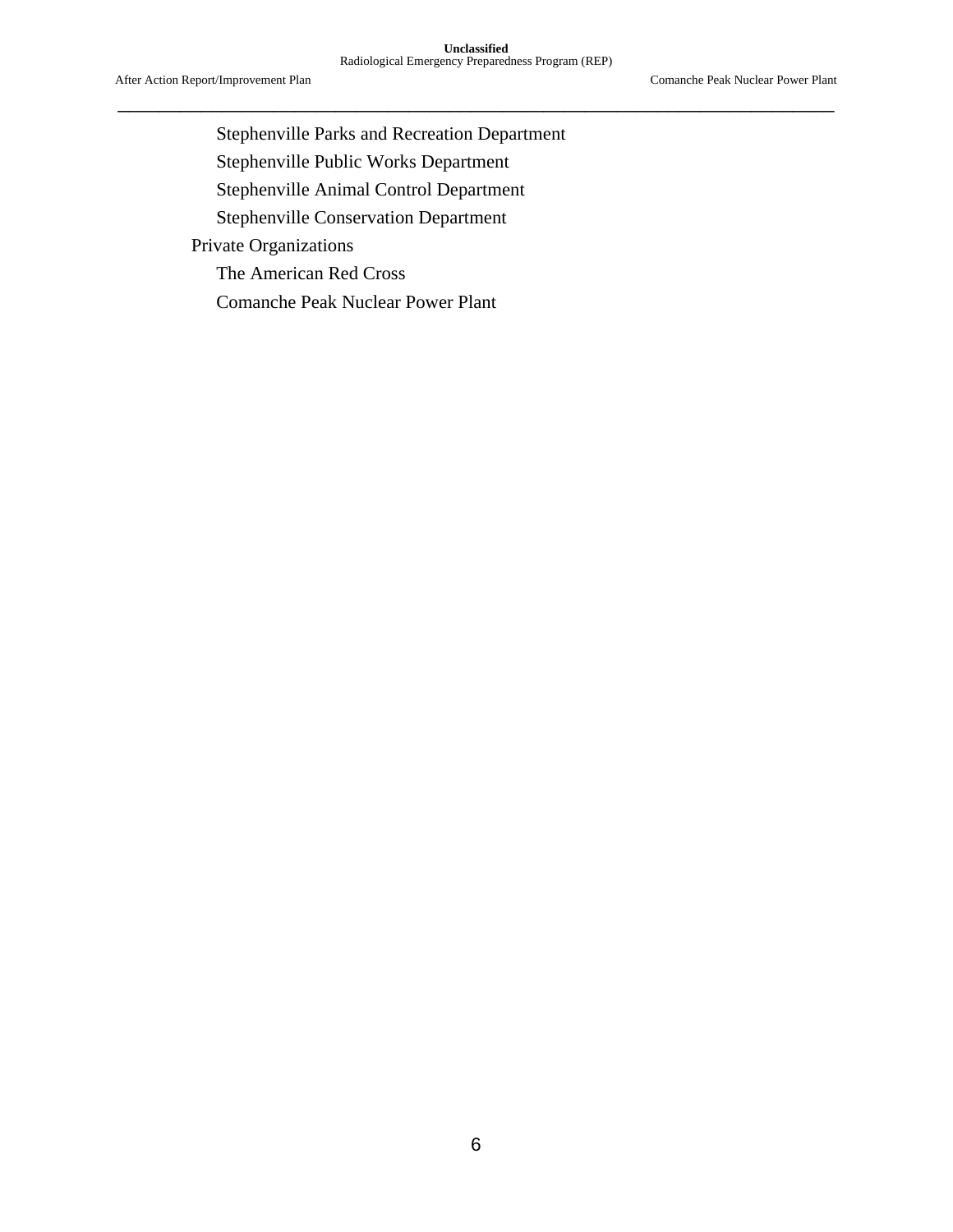- Stephenville Parks and Recreation Department
- Stephenville Public Works Department
- Stephenville Animal Control Department
- Stephenville Conservation Department

Private Organizations

- The American Red Cross
- Comanche Peak Nuclear Power Plant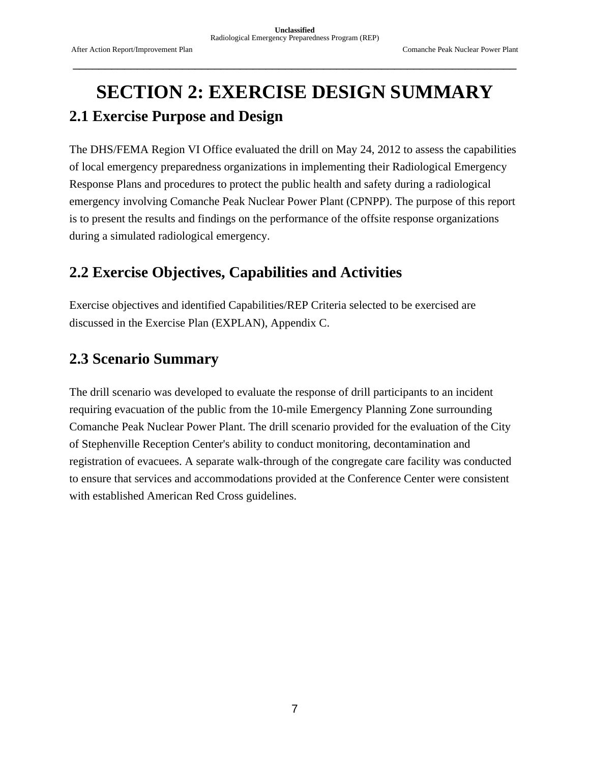# SECTION 2: EXERCISE DESIGN SUMMARY

## 2.1 Exercise Purpose and Design

The DHS/FEMA Region VI Office evaluated the drill on May 24, 2012 to assess the capabilities of local emergency preparedness organizations in implementing their Radiological Emergency Response Plans and procedures to protect the public health and safety during a radiological emergency involving Comanche Peak Nuclear Power Plant (CPNPP). The purpose of this report is to present the results and findings on the performance of the offsite response organizations during a simulated radiological emergency.

## 2.2 Exercise Objectives, Capabilities and Activities

Exercise objectives and identified Capabilities/REP Criteria selected to be exercised are discussed in the Exercise Plan (EXPLAN), Appendix C.

## 2.3 Scenario Summary

The drill scenario was developed to evaluate the response of drill participants to an incident requiring evacuation of the public from the 10-mile Emergency Planning Zone surrounding Comanche Peak Nuclear Power Plant. The drill scenario provided for the evaluation of the City of Stephenville Reception Center's ability to conduct monitoring, decontamination and registration of evacuees. A separate walk-through of the congregate care facility was conducted to ensure that services and accommodations provided at the Conference Center were consistent with established American Red Cross guidelines.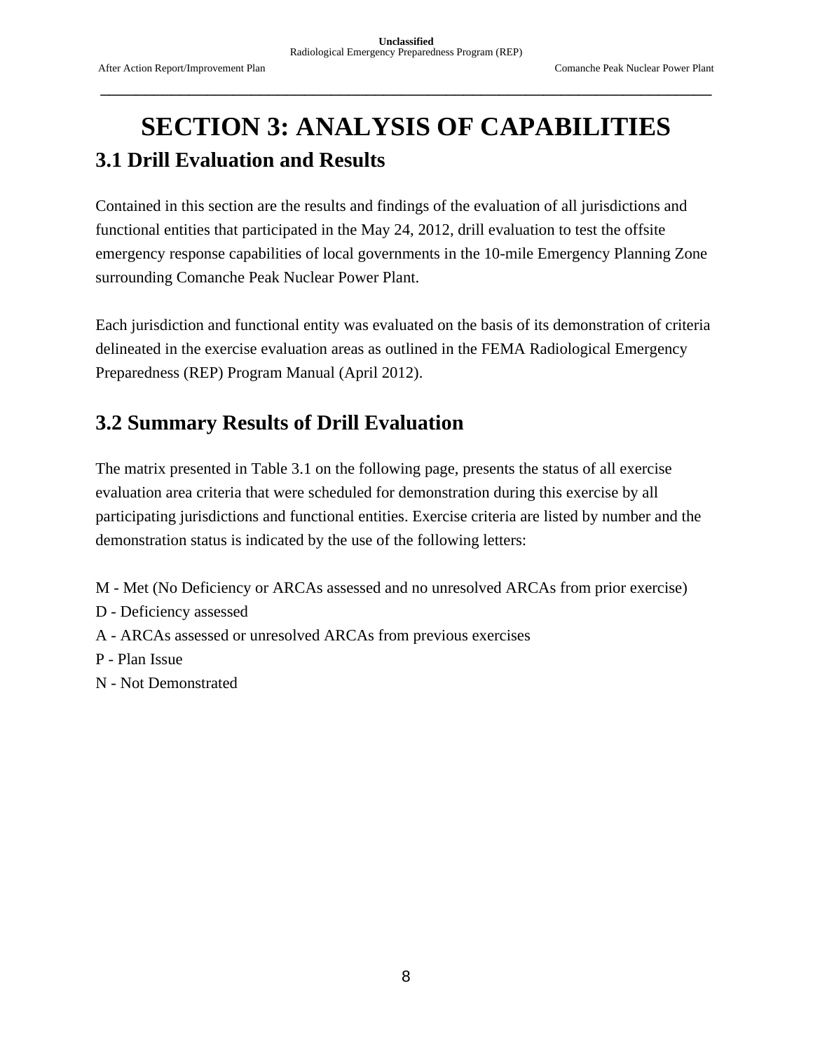# SECTION 3: ANALYSIS OF CAPABILITIES

## 3.1 Drill Evaluation and Results

Contained in this section are the results and findings of the evaluation of all jurisdictions and functional entities that participated in the May 24, 2012, drill evaluation to test the offsite emergency response capabilities of local governments in the 10-mile Emergency Planning Zone surrounding Comanche Peak Nuclear Power Plant.

Each jurisdiction and functional entity was evaluated on the basis of its demonstration of criteria delineated in the exercise evaluation areas as outlined in the FEMA Radiological Emergency Preparedness (REP) Program Manual (April 2012).

## 3.2 Summary Results of Drill Evaluation

The matrix presented in Table 3.1 on the following page, presents the status of all exercise evaluation area criteria that were scheduled for demonstration during this exercise by all participating jurisdictions and functional entities. Exercise criteria are listed by number and the demonstration status is indicated by the use of the following letters:

M - Met (No Deficiency or ARCAs assessed and no unresolved ARCAs from prior exercise)
D - Deficiency assessed
A - ARCAs assessed or unresolved ARCAs from previous exercises
P - Plan Issue
N - Not Demonstrated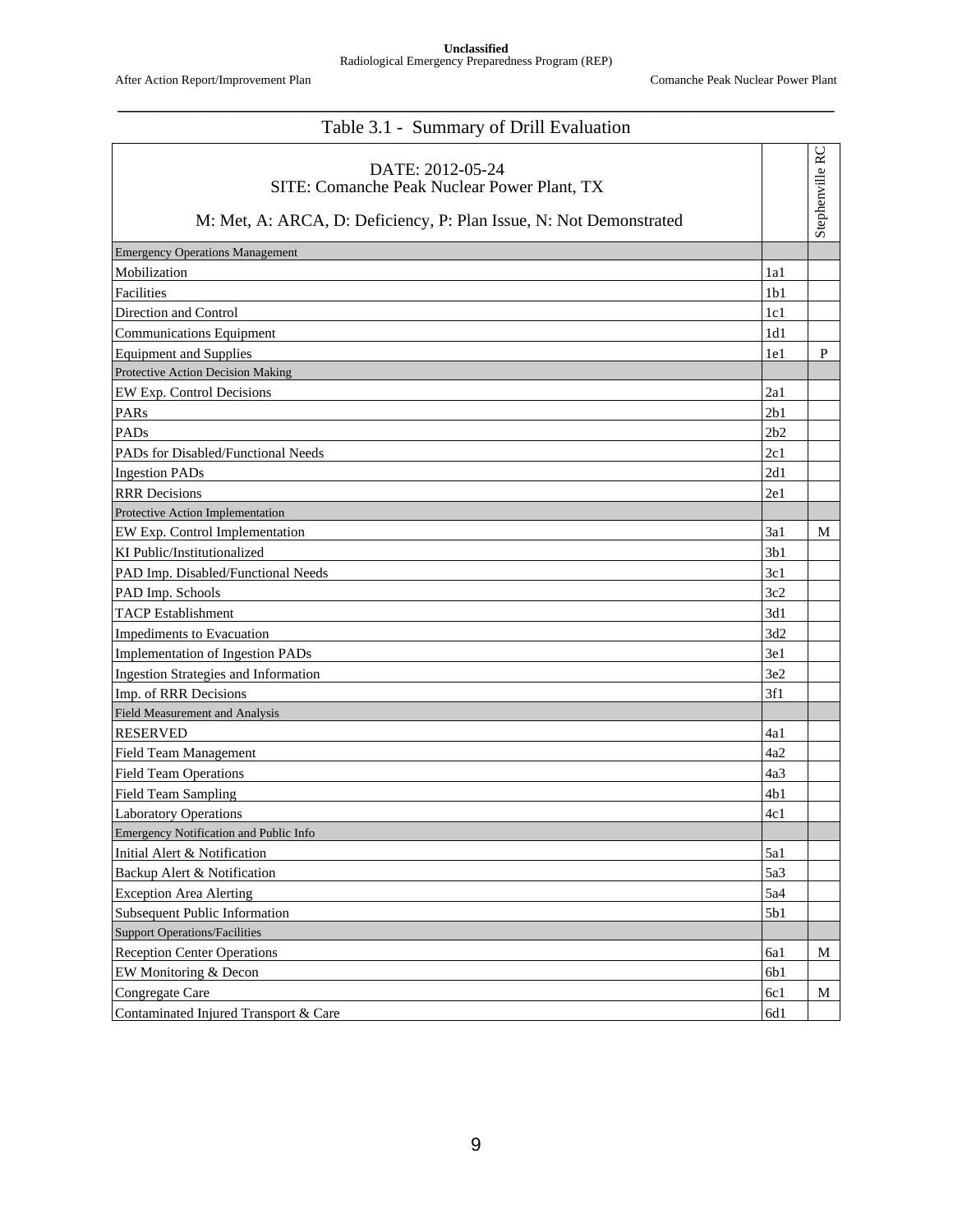## Table 3.1 - Summary of Drill Evaluation

| DATE: 2012-05-24<br>SITE: Comanche Peak Nuclear Power Plant, TX<br><br>M: Met, A: ARCA, D: Deficiency, P: Plan Issue, N: Not Demonstrated | | Stephenville RC |
|---|---|---|
| Emergency Operations Management | | |
| Mobilization | 1a1 | |
| Facilities | 1b1 | |
| Direction and Control | 1c1 | |
| Communications Equipment | 1d1 | |
| Equipment and Supplies | 1e1 | P |
| Protective Action Decision Making | | |
| EW Exp. Control Decisions | 2a1 | |
| PARs | 2b1 | |
| PADs | 2b2 | |
| PADs for Disabled/Functional Needs | 2c1 | |
| Ingestion PADs | 2d1 | |
| RRR Decisions | 2e1 | |
| Protective Action Implementation | | |
| EW Exp. Control Implementation | 3a1 | M |
| KI Public/Institutionalized | 3b1 | |
| PAD Imp. Disabled/Functional Needs | 3c1 | |
| PAD Imp. Schools | 3c2 | |
| TACP Establishment | 3d1 | |
| Impediments to Evacuation | 3d2 | |
| Implementation of Ingestion PADs | 3e1 | |
| Ingestion Strategies and Information | 3e2 | |
| Imp. of RRR Decisions | 3f1 | |
| Field Measurement and Analysis | | |
| RESERVED | 4a1 | |
| Field Team Management | 4a2 | |
| Field Team Operations | 4a3 | |
| Field Team Sampling | 4b1 | |
| Laboratory Operations | 4c1 | |
| Emergency Notification and Public Info | | |
| Initial Alert & Notification | 5a1 | |
| Backup Alert & Notification | 5a3 | |
| Exception Area Alerting | 5a4 | |
| Subsequent Public Information | 5b1 | |
| Support Operations/Facilities | | |
| Reception Center Operations | 6a1 | M |
| EW Monitoring & Decon | 6b1 | |
| Congregate Care | 6c1 | M |
| Contaminated Injured Transport & Care | 6d1 | |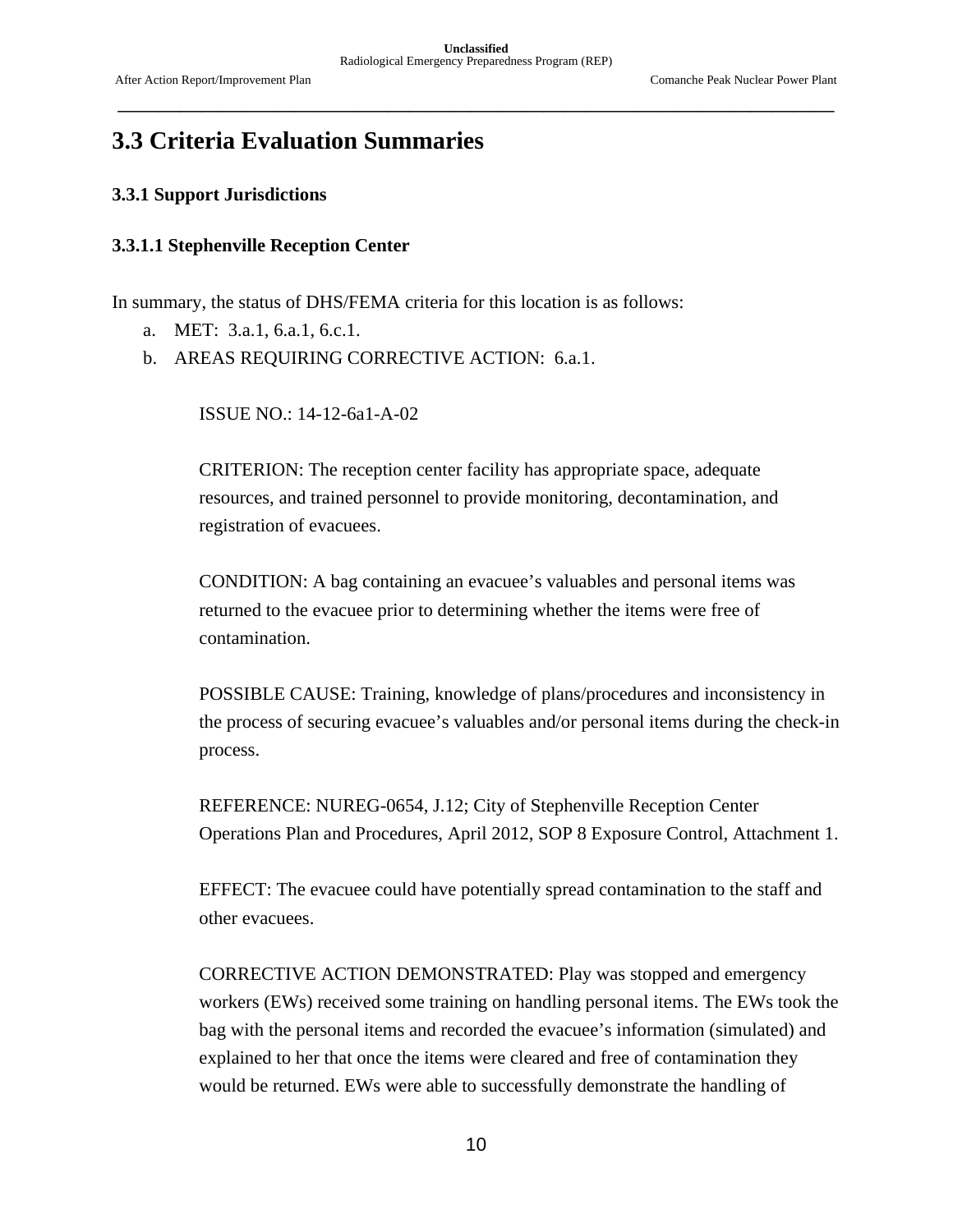## 3.3 Criteria Evaluation Summaries

### 3.3.1 Support Jurisdictions

#### 3.3.1.1 Stephenville Reception Center

In summary, the status of DHS/FEMA criteria for this location is as follows:

a. MET: 3.a.1, 6.a.1, 6.c.1.
b. AREAS REQUIRING CORRECTIVE ACTION: 6.a.1.

ISSUE NO.: 14-12-6a1-A-02

CRITERION: The reception center facility has appropriate space, adequate resources, and trained personnel to provide monitoring, decontamination, and registration of evacuees.

CONDITION: A bag containing an evacuee's valuables and personal items was returned to the evacuee prior to determining whether the items were free of contamination.

POSSIBLE CAUSE: Training, knowledge of plans/procedures and inconsistency in the process of securing evacuee's valuables and/or personal items during the check-in process.

REFERENCE: NUREG-0654, J.12; City of Stephenville Reception Center Operations Plan and Procedures, April 2012, SOP 8 Exposure Control, Attachment 1.

EFFECT: The evacuee could have potentially spread contamination to the staff and other evacuees.

CORRECTIVE ACTION DEMONSTRATED: Play was stopped and emergency workers (EWs) received some training on handling personal items. The EWs took the bag with the personal items and recorded the evacuee's information (simulated) and explained to her that once the items were cleared and free of contamination they would be returned. EWs were able to successfully demonstrate the handling of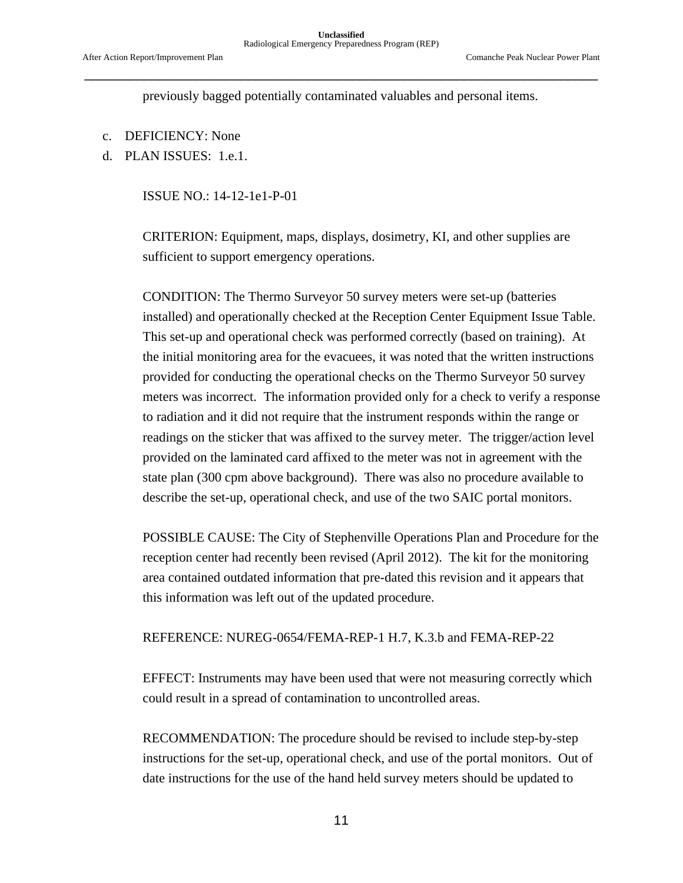previously bagged potentially contaminated valuables and personal items.

c. DEFICIENCY: None

d. PLAN ISSUES: 1.e.1.

ISSUE NO.: 14-12-1e1-P-01

CRITERION: Equipment, maps, displays, dosimetry, KI, and other supplies are sufficient to support emergency operations.

CONDITION: The Thermo Surveyor 50 survey meters were set-up (batteries installed) and operationally checked at the Reception Center Equipment Issue Table. This set-up and operational check was performed correctly (based on training). At the initial monitoring area for the evacuees, it was noted that the written instructions provided for conducting the operational checks on the Thermo Surveyor 50 survey meters was incorrect. The information provided only for a check to verify a response to radiation and it did not require that the instrument responds within the range or readings on the sticker that was affixed to the survey meter. The trigger/action level provided on the laminated card affixed to the meter was not in agreement with the state plan (300 cpm above background). There was also no procedure available to describe the set-up, operational check, and use of the two SAIC portal monitors.

POSSIBLE CAUSE: The City of Stephenville Operations Plan and Procedure for the reception center had recently been revised (April 2012). The kit for the monitoring area contained outdated information that pre-dated this revision and it appears that this information was left out of the updated procedure.

REFERENCE: NUREG-0654/FEMA-REP-1 H.7, K.3.b and FEMA-REP-22

EFFECT: Instruments may have been used that were not measuring correctly which could result in a spread of contamination to uncontrolled areas.

RECOMMENDATION: The procedure should be revised to include step-by-step instructions for the set-up, operational check, and use of the portal monitors. Out of date instructions for the use of the hand held survey meters should be updated to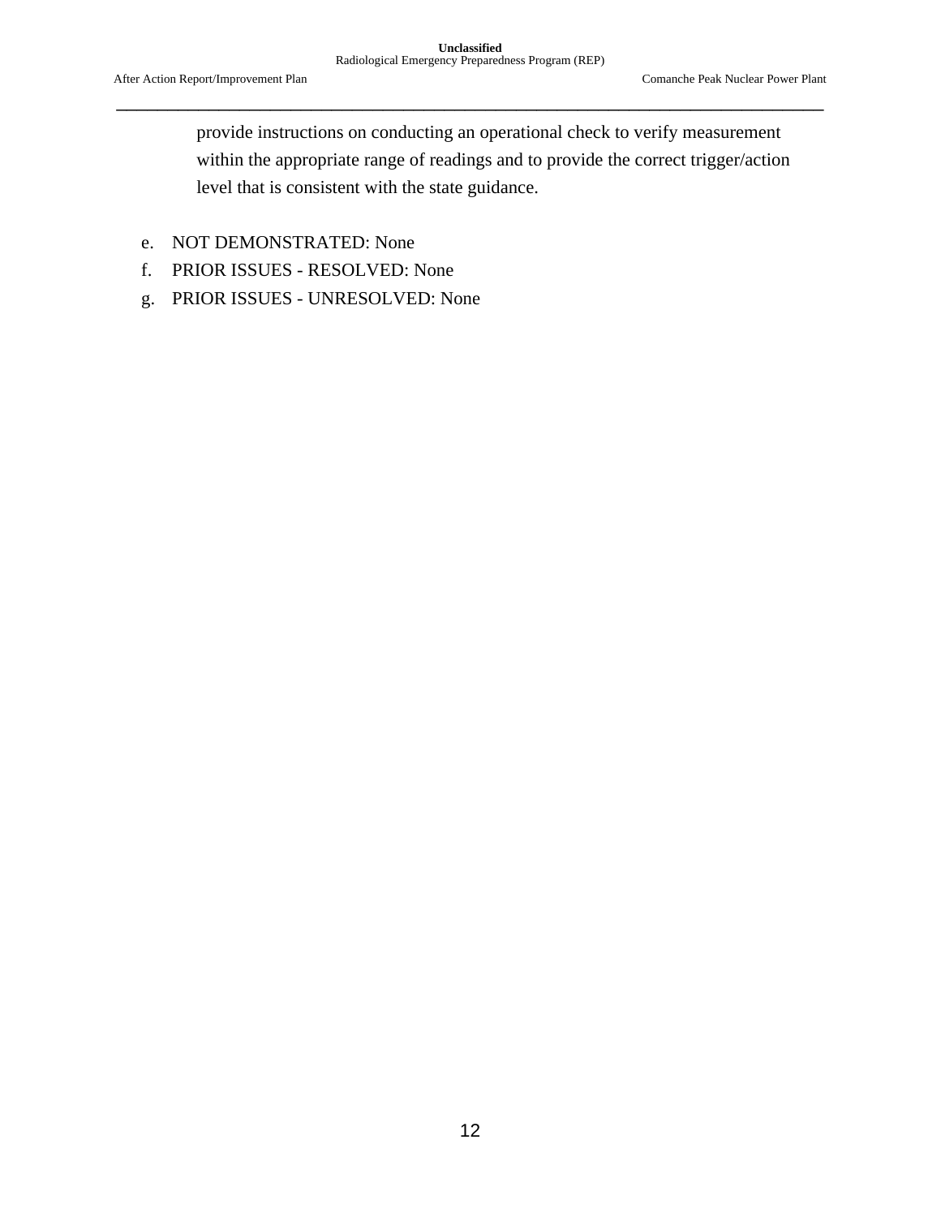provide instructions on conducting an operational check to verify measurement within the appropriate range of readings and to provide the correct trigger/action level that is consistent with the state guidance.

e. NOT DEMONSTRATED: None
f. PRIOR ISSUES - RESOLVED: None
g. PRIOR ISSUES - UNRESOLVED: None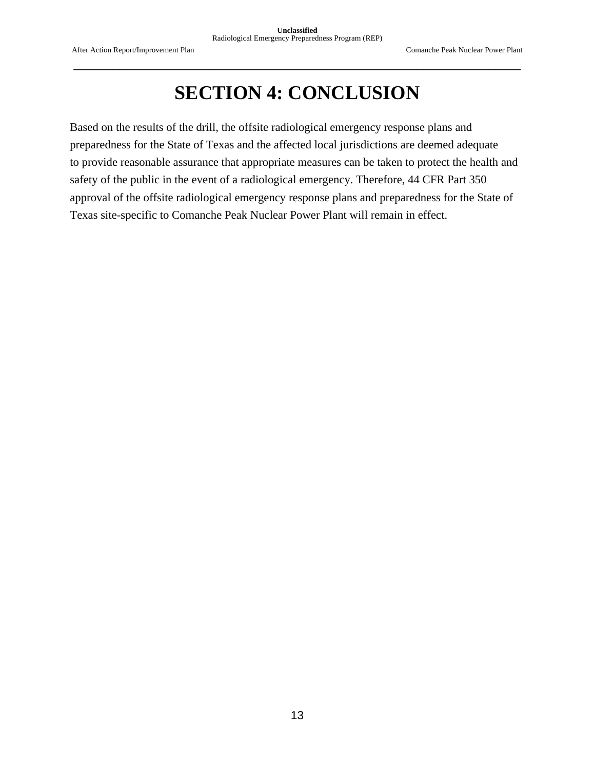# SECTION 4: CONCLUSION

Based on the results of the drill, the offsite radiological emergency response plans and preparedness for the State of Texas and the affected local jurisdictions are deemed adequate to provide reasonable assurance that appropriate measures can be taken to protect the health and safety of the public in the event of a radiological emergency. Therefore, 44 CFR Part 350 approval of the offsite radiological emergency response plans and preparedness for the State of Texas site-specific to Comanche Peak Nuclear Power Plant will remain in effect.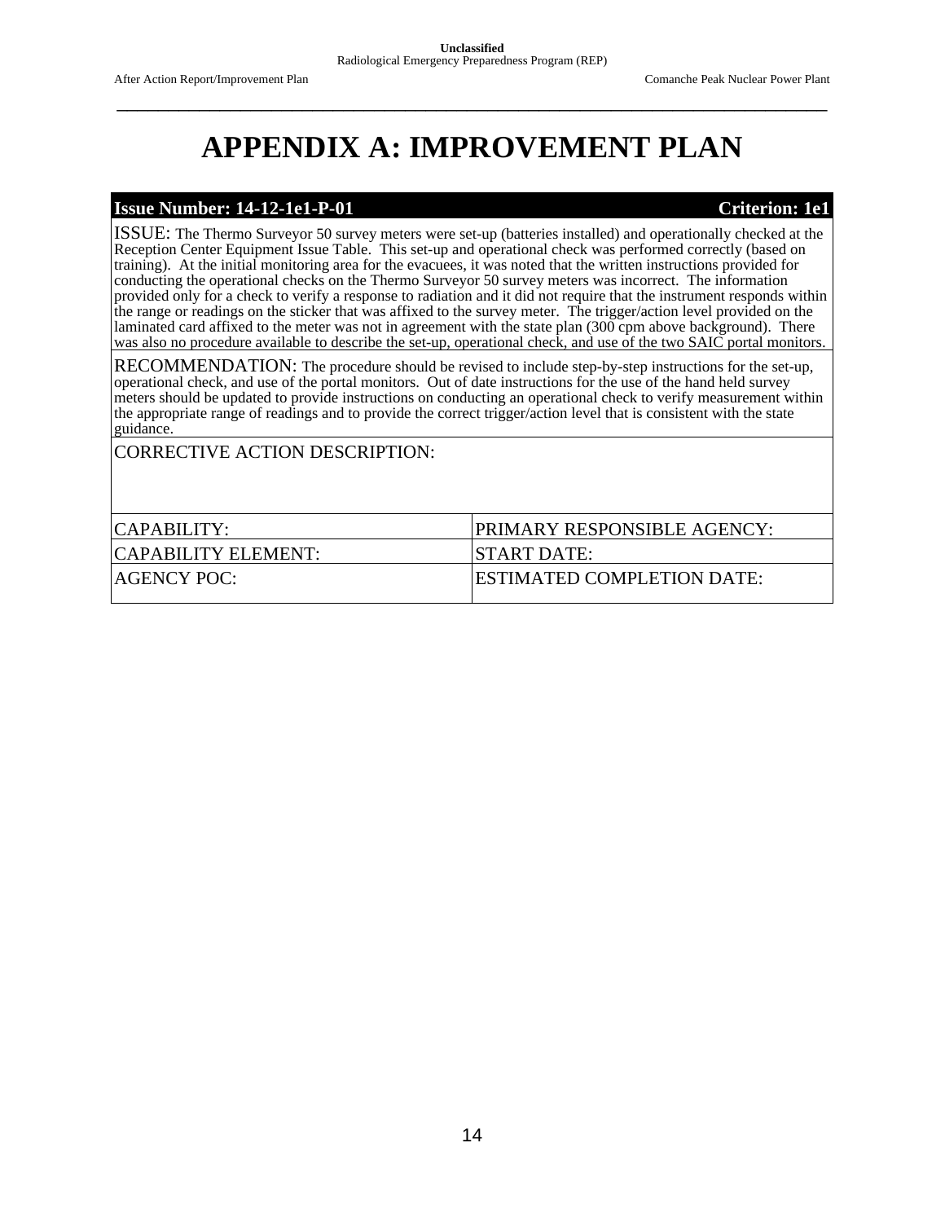# APPENDIX A: IMPROVEMENT PLAN

| **Issue Number: 14-12-1e1-P-01** | **Criterion: 1e1** |
|---|---|
| ISSUE: The Thermo Surveyor 50 survey meters were set-up (batteries installed) and operationally checked at the Reception Center Equipment Issue Table. This set-up and operational check was performed correctly (based on training). At the initial monitoring area for the evacuees, it was noted that the written instructions provided for conducting the operational checks on the Thermo Surveyor 50 survey meters was incorrect. The information provided only for a check to verify a response to radiation and it did not require that the instrument responds within the range or readings on the sticker that was affixed to the survey meter. The trigger/action level provided on the laminated card affixed to the meter was not in agreement with the state plan (300 cpm above background). There was also no procedure available to describe the set-up, operational check, and use of the two SAIC portal monitors. | |
| RECOMMENDATION: The procedure should be revised to include step-by-step instructions for the set-up, operational check, and use of the portal monitors. Out of date instructions for the use of the hand held survey meters should be updated to provide instructions on conducting an operational check to verify measurement within the appropriate range of readings and to provide the correct trigger/action level that is consistent with the state guidance. | |
| CORRECTIVE ACTION DESCRIPTION: | |
| CAPABILITY: | PRIMARY RESPONSIBLE AGENCY: |
| CAPABILITY ELEMENT: | START DATE: |
| AGENCY POC: | ESTIMATED COMPLETION DATE: |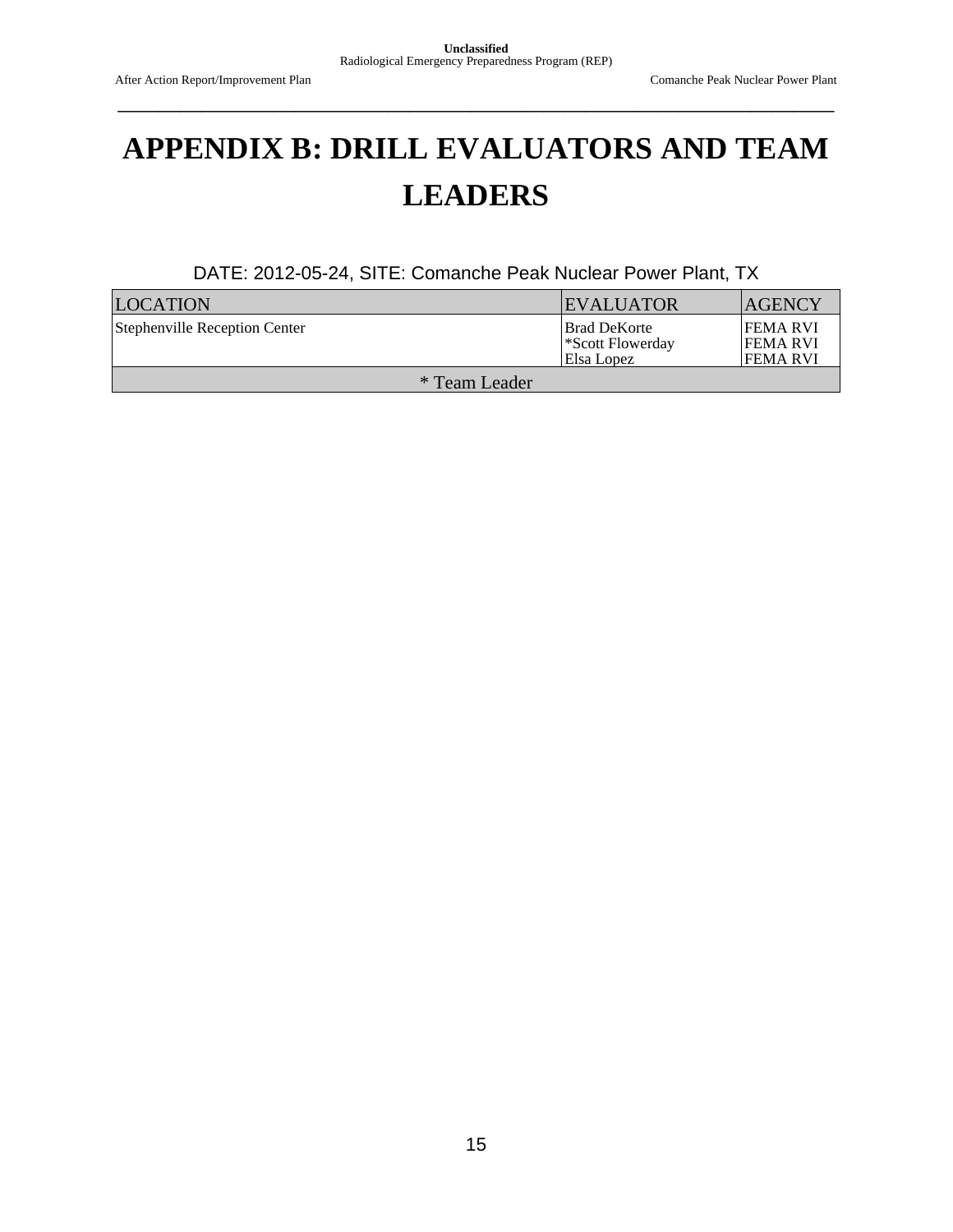# APPENDIX B: DRILL EVALUATORS AND TEAM LEADERS

DATE: 2012-05-24, SITE: Comanche Peak Nuclear Power Plant, TX

| LOCATION | EVALUATOR | AGENCY |
|---|---|---|
| Stephenville Reception Center | Brad DeKorte<br>*Scott Flowerday<br>Elsa Lopez | FEMA RVI<br>FEMA RVI<br>FEMA RVI |
| * Team Leader | | |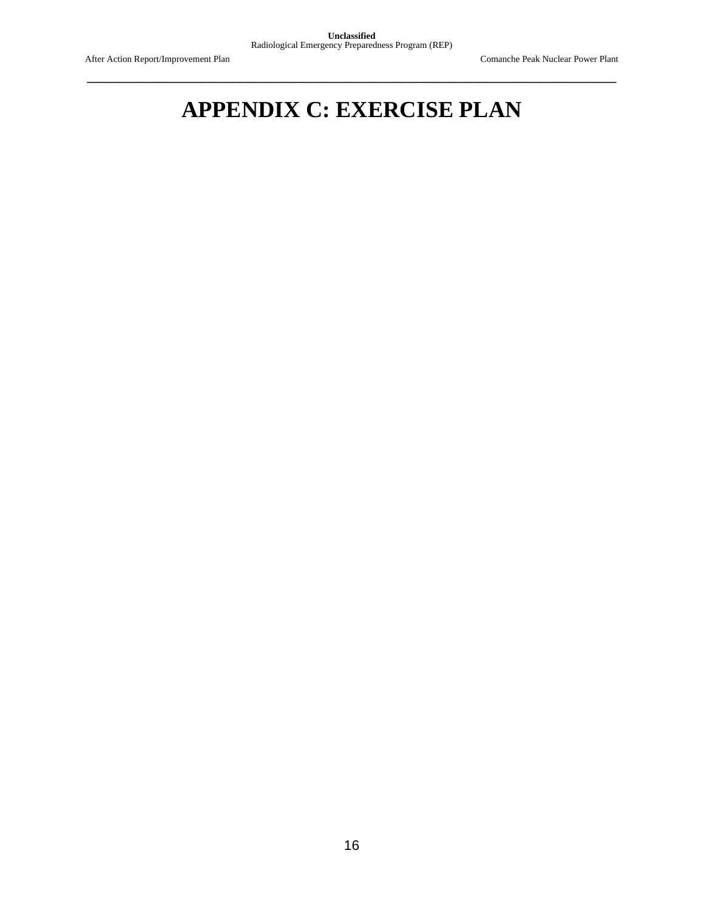# APPENDIX C: EXERCISE PLAN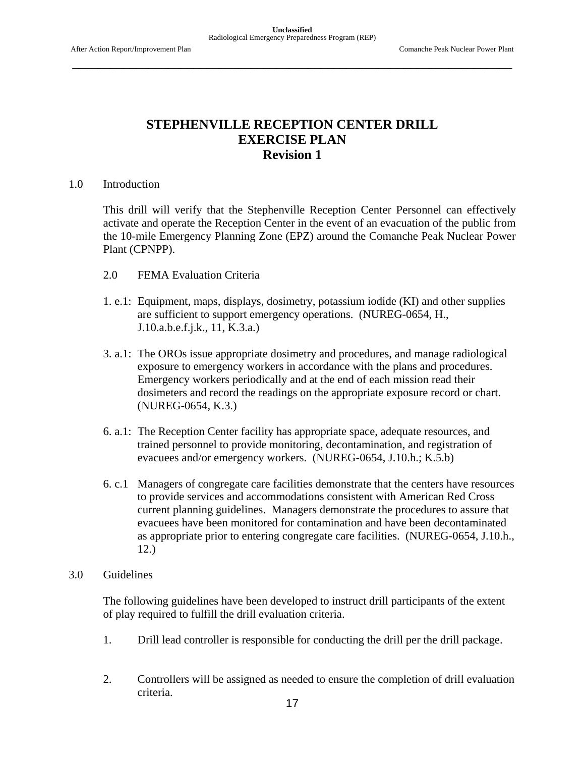# STEPHENVILLE RECEPTION CENTER DRILL EXERCISE PLAN Revision 1

1.0 Introduction

This drill will verify that the Stephenville Reception Center Personnel can effectively activate and operate the Reception Center in the event of an evacuation of the public from the 10-mile Emergency Planning Zone (EPZ) around the Comanche Peak Nuclear Power Plant (CPNPP).

2.0 FEMA Evaluation Criteria

1. e.1: Equipment, maps, displays, dosimetry, potassium iodide (KI) and other supplies are sufficient to support emergency operations. (NUREG-0654, H., J.10.a.b.e.f.j.k., 11, K.3.a.)

3. a.1: The OROs issue appropriate dosimetry and procedures, and manage radiological exposure to emergency workers in accordance with the plans and procedures. Emergency workers periodically and at the end of each mission read their dosimeters and record the readings on the appropriate exposure record or chart. (NUREG-0654, K.3.)

6. a.1: The Reception Center facility has appropriate space, adequate resources, and trained personnel to provide monitoring, decontamination, and registration of evacuees and/or emergency workers. (NUREG-0654, J.10.h.; K.5.b)

6. c.1 Managers of congregate care facilities demonstrate that the centers have resources to provide services and accommodations consistent with American Red Cross current planning guidelines. Managers demonstrate the procedures to assure that evacuees have been monitored for contamination and have been decontaminated as appropriate prior to entering congregate care facilities. (NUREG-0654, J.10.h., 12.)

3.0 Guidelines

The following guidelines have been developed to instruct drill participants of the extent of play required to fulfill the drill evaluation criteria.

1. Drill lead controller is responsible for conducting the drill per the drill package.

2. Controllers will be assigned as needed to ensure the completion of drill evaluation criteria.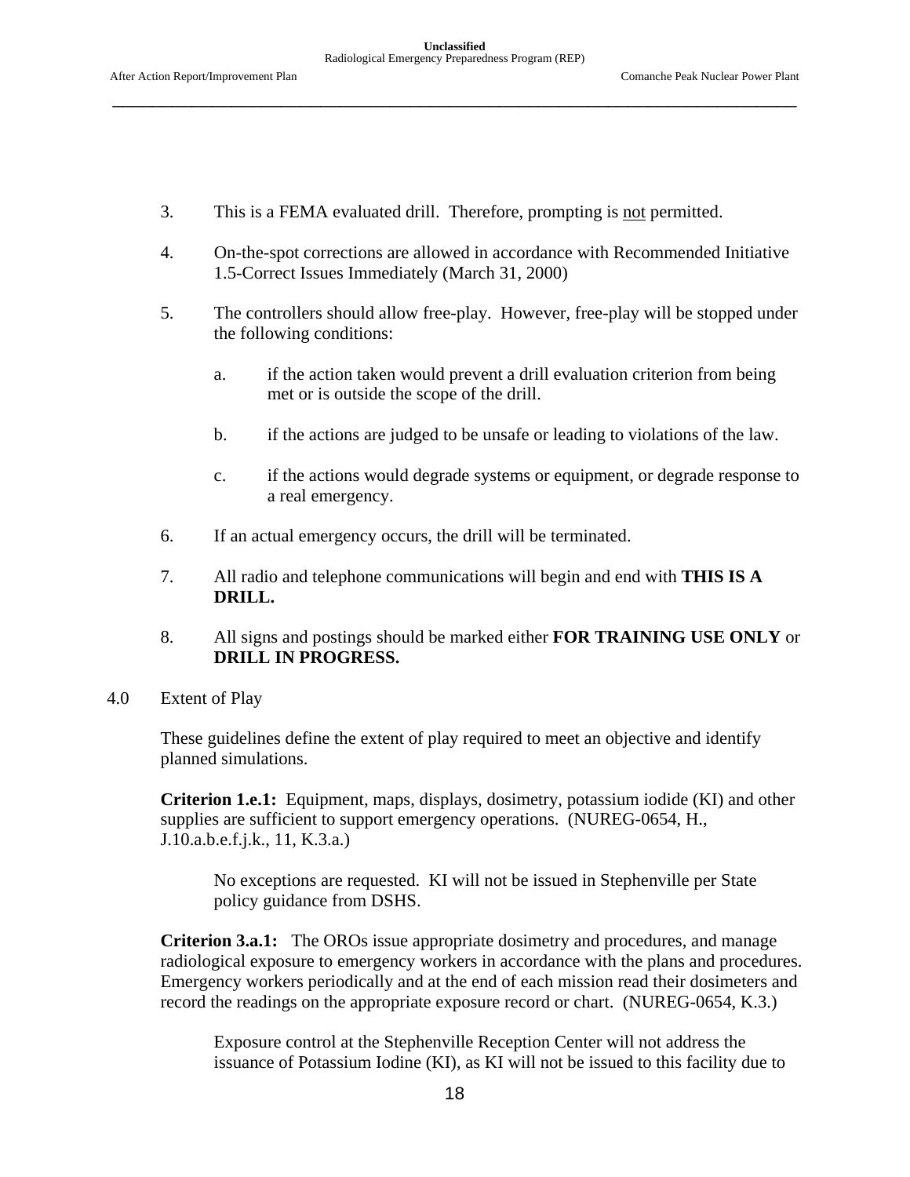3. This is a FEMA evaluated drill. Therefore, prompting is not permitted.

4. On-the-spot corrections are allowed in accordance with Recommended Initiative 1.5-Correct Issues Immediately (March 31, 2000)

5. The controllers should allow free-play. However, free-play will be stopped under the following conditions:

   a. if the action taken would prevent a drill evaluation criterion from being met or is outside the scope of the drill.

   b. if the actions are judged to be unsafe or leading to violations of the law.

   c. if the actions would degrade systems or equipment, or degrade response to a real emergency.

6. If an actual emergency occurs, the drill will be terminated.

7. All radio and telephone communications will begin and end with **THIS IS A DRILL.**

8. All signs and postings should be marked either **FOR TRAINING USE ONLY** or **DRILL IN PROGRESS.**

4.0 Extent of Play

These guidelines define the extent of play required to meet an objective and identify planned simulations.

**Criterion 1.e.1:** Equipment, maps, displays, dosimetry, potassium iodide (KI) and other supplies are sufficient to support emergency operations. (NUREG-0654, H., J.10.a.b.e.f.j.k., 11, K.3.a.)

> No exceptions are requested. KI will not be issued in Stephenville per State policy guidance from DSHS.

**Criterion 3.a.1:** The OROs issue appropriate dosimetry and procedures, and manage radiological exposure to emergency workers in accordance with the plans and procedures. Emergency workers periodically and at the end of each mission read their dosimeters and record the readings on the appropriate exposure record or chart. (NUREG-0654, K.3.)

> Exposure control at the Stephenville Reception Center will not address the issuance of Potassium Iodine (KI), as KI will not be issued to this facility due to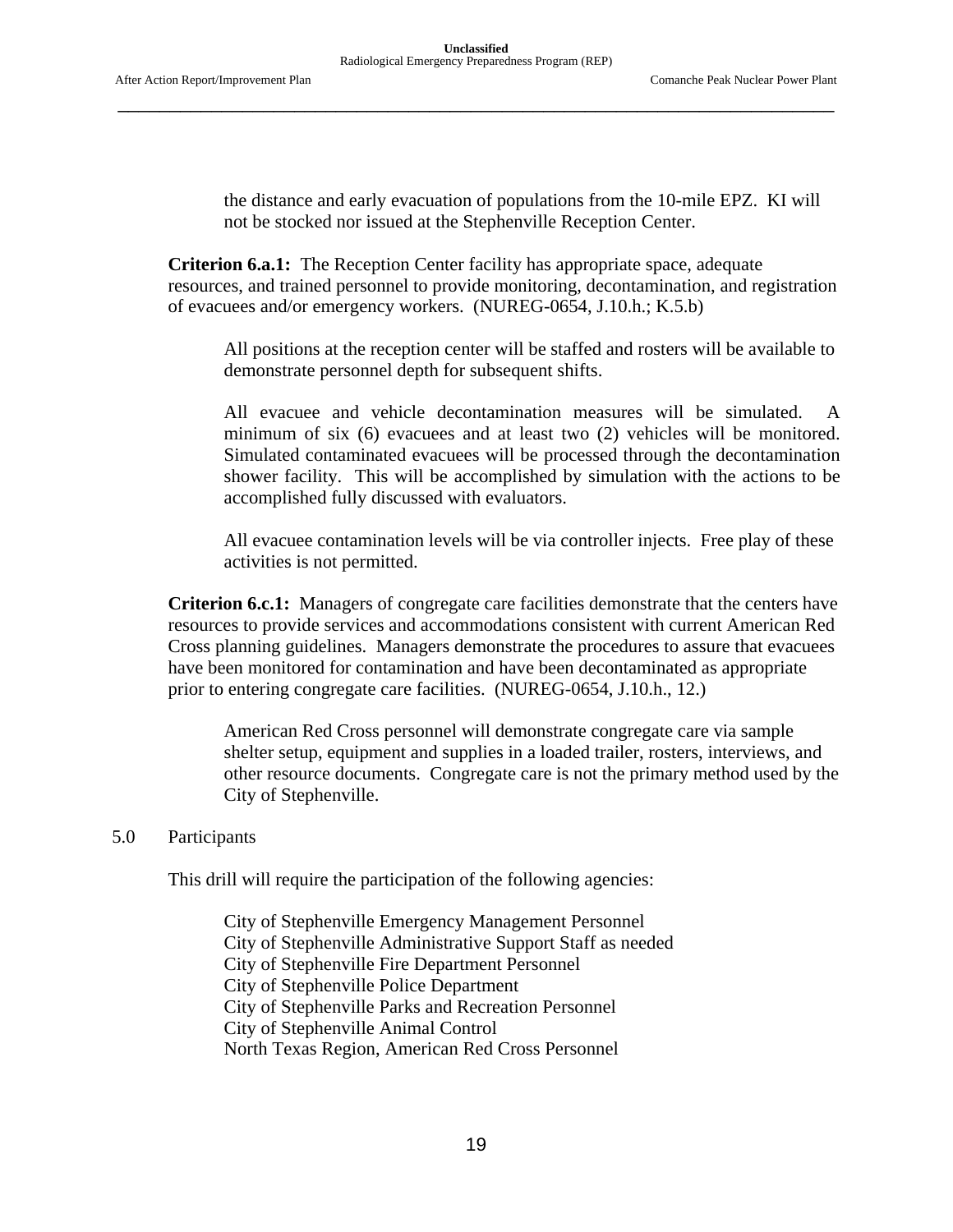the distance and early evacuation of populations from the 10-mile EPZ. KI will not be stocked nor issued at the Stephenville Reception Center.

**Criterion 6.a.1:** The Reception Center facility has appropriate space, adequate resources, and trained personnel to provide monitoring, decontamination, and registration of evacuees and/or emergency workers. (NUREG-0654, J.10.h.; K.5.b)

All positions at the reception center will be staffed and rosters will be available to demonstrate personnel depth for subsequent shifts.

All evacuee and vehicle decontamination measures will be simulated. A minimum of six (6) evacuees and at least two (2) vehicles will be monitored. Simulated contaminated evacuees will be processed through the decontamination shower facility. This will be accomplished by simulation with the actions to be accomplished fully discussed with evaluators.

All evacuee contamination levels will be via controller injects. Free play of these activities is not permitted.

**Criterion 6.c.1:** Managers of congregate care facilities demonstrate that the centers have resources to provide services and accommodations consistent with current American Red Cross planning guidelines. Managers demonstrate the procedures to assure that evacuees have been monitored for contamination and have been decontaminated as appropriate prior to entering congregate care facilities. (NUREG-0654, J.10.h., 12.)

American Red Cross personnel will demonstrate congregate care via sample shelter setup, equipment and supplies in a loaded trailer, rosters, interviews, and other resource documents. Congregate care is not the primary method used by the City of Stephenville.

## 5.0 Participants

This drill will require the participation of the following agencies:

City of Stephenville Emergency Management Personnel
City of Stephenville Administrative Support Staff as needed
City of Stephenville Fire Department Personnel
City of Stephenville Police Department
City of Stephenville Parks and Recreation Personnel
City of Stephenville Animal Control
North Texas Region, American Red Cross Personnel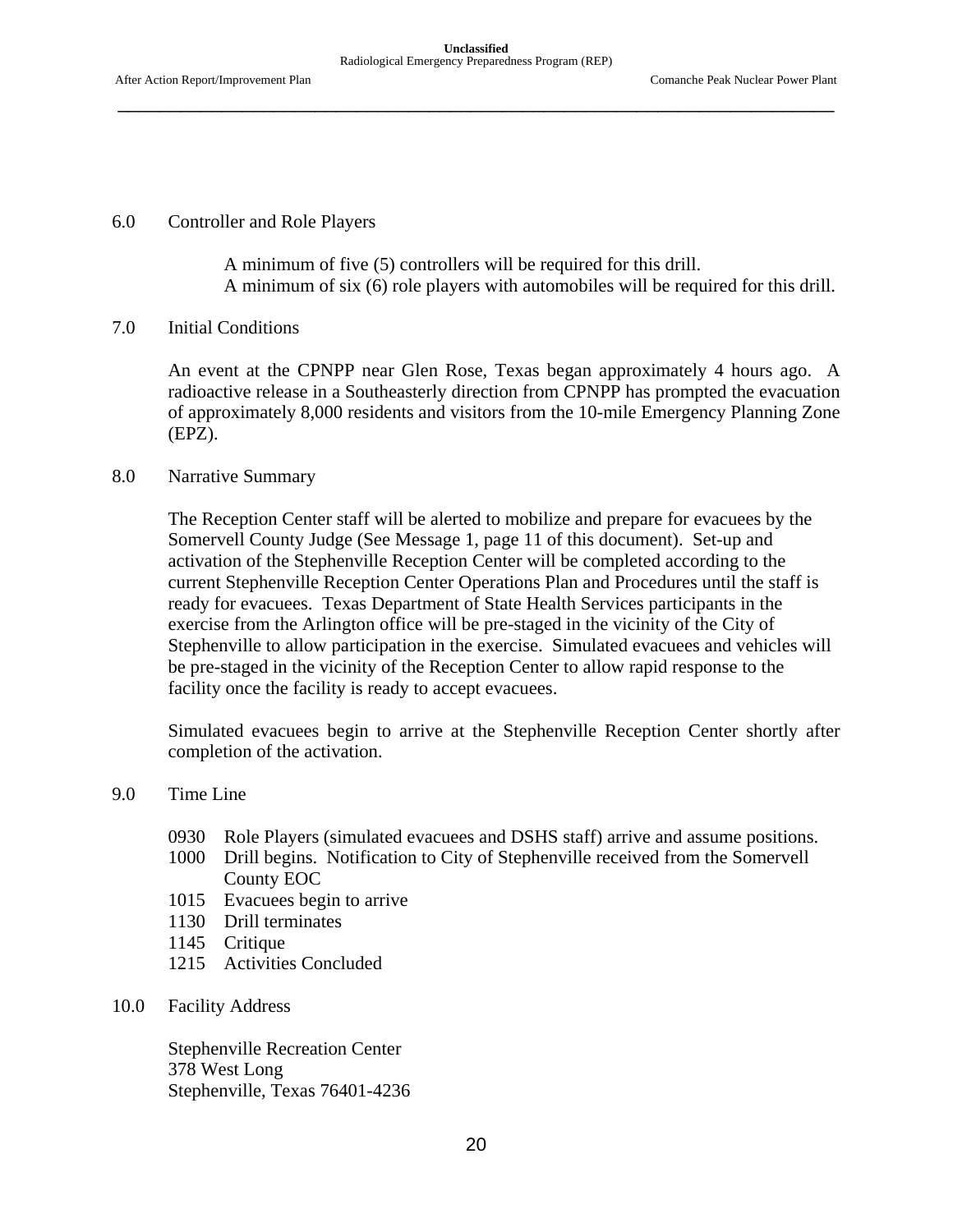6.0 Controller and Role Players

A minimum of five (5) controllers will be required for this drill.
A minimum of six (6) role players with automobiles will be required for this drill.

7.0 Initial Conditions

An event at the CPNPP near Glen Rose, Texas began approximately 4 hours ago. A radioactive release in a Southeasterly direction from CPNPP has prompted the evacuation of approximately 8,000 residents and visitors from the 10-mile Emergency Planning Zone (EPZ).

8.0 Narrative Summary

The Reception Center staff will be alerted to mobilize and prepare for evacuees by the Somervell County Judge (See Message 1, page 11 of this document). Set-up and activation of the Stephenville Reception Center will be completed according to the current Stephenville Reception Center Operations Plan and Procedures until the staff is ready for evacuees. Texas Department of State Health Services participants in the exercise from the Arlington office will be pre-staged in the vicinity of the City of Stephenville to allow participation in the exercise. Simulated evacuees and vehicles will be pre-staged in the vicinity of the Reception Center to allow rapid response to the facility once the facility is ready to accept evacuees.

Simulated evacuees begin to arrive at the Stephenville Reception Center shortly after completion of the activation.

9.0 Time Line

0930 Role Players (simulated evacuees and DSHS staff) arrive and assume positions.
1000 Drill begins. Notification to City of Stephenville received from the Somervell County EOC
1015 Evacuees begin to arrive
1130 Drill terminates
1145 Critique
1215 Activities Concluded

10.0 Facility Address

Stephenville Recreation Center
378 West Long
Stephenville, Texas 76401-4236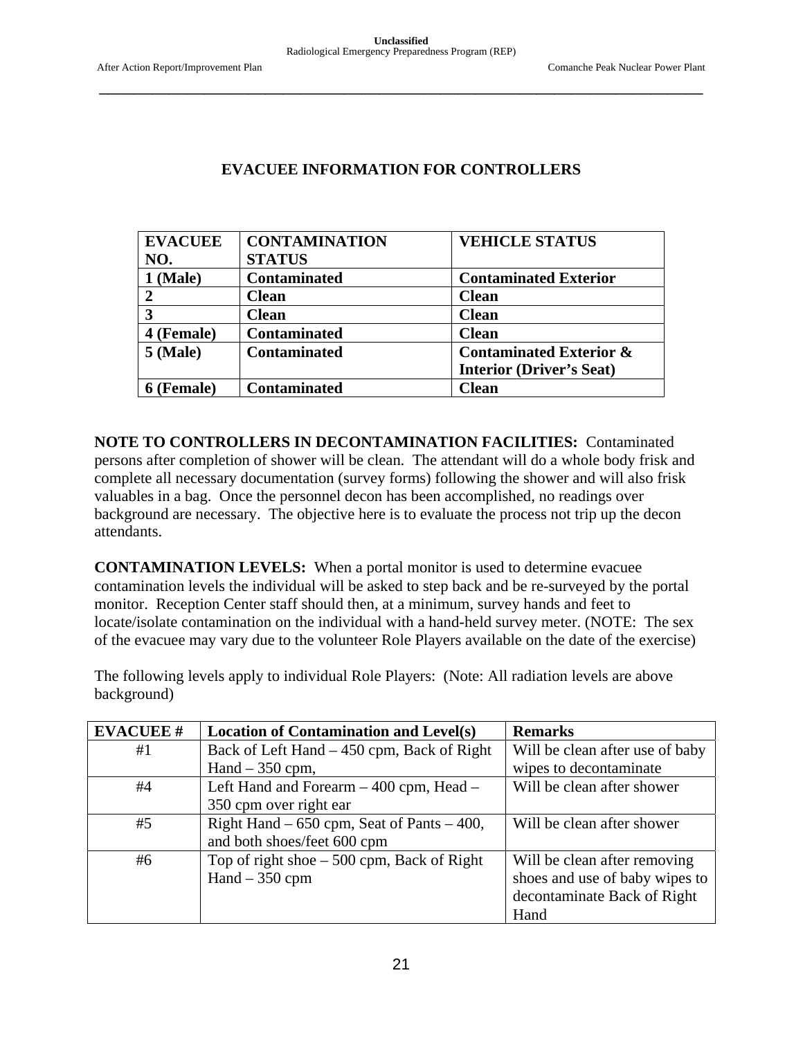## EVACUEE INFORMATION FOR CONTROLLERS

| EVACUEE NO. | CONTAMINATION STATUS | VEHICLE STATUS |
|---|---|---|
| **1 (Male)** | **Contaminated** | **Contaminated Exterior** |
| **2** | **Clean** | **Clean** |
| **3** | **Clean** | **Clean** |
| **4 (Female)** | **Contaminated** | **Clean** |
| **5 (Male)** | **Contaminated** | **Contaminated Exterior & Interior (Driver's Seat)** |
| **6 (Female)** | **Contaminated** | **Clean** |

**NOTE TO CONTROLLERS IN DECONTAMINATION FACILITIES:** Contaminated persons after completion of shower will be clean. The attendant will do a whole body frisk and complete all necessary documentation (survey forms) following the shower and will also frisk valuables in a bag. Once the personnel decon has been accomplished, no readings over background are necessary. The objective here is to evaluate the process not trip up the decon attendants.

**CONTAMINATION LEVELS:** When a portal monitor is used to determine evacuee contamination levels the individual will be asked to step back and be re-surveyed by the portal monitor. Reception Center staff should then, at a minimum, survey hands and feet to locate/isolate contamination on the individual with a hand-held survey meter. (NOTE: The sex of the evacuee may vary due to the volunteer Role Players available on the date of the exercise)

The following levels apply to individual Role Players: (Note: All radiation levels are above background)

| EVACUEE # | Location of Contamination and Level(s) | Remarks |
|---|---|---|
| #1 | Back of Left Hand – 450 cpm, Back of Right Hand – 350 cpm, | Will be clean after use of baby wipes to decontaminate |
| #4 | Left Hand and Forearm – 400 cpm, Head – 350 cpm over right ear | Will be clean after shower |
| #5 | Right Hand – 650 cpm, Seat of Pants – 400, and both shoes/feet 600 cpm | Will be clean after shower |
| #6 | Top of right shoe – 500 cpm, Back of Right Hand – 350 cpm | Will be clean after removing shoes and use of baby wipes to decontaminate Back of Right Hand |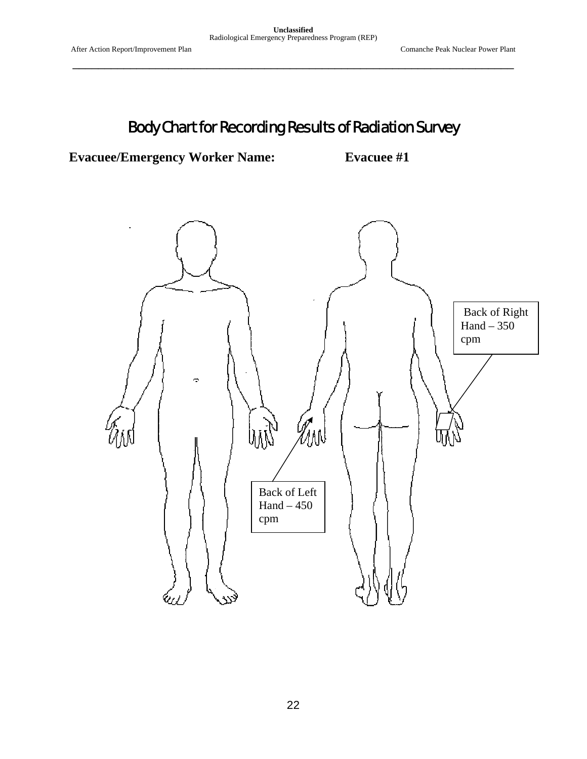# Body Chart for Recording Results of Radiation Survey

**Evacuee/Emergency Worker Name:** **Evacuee #1**

Back of Right Hand – 350 cpm

Back of Left Hand – 450 cpm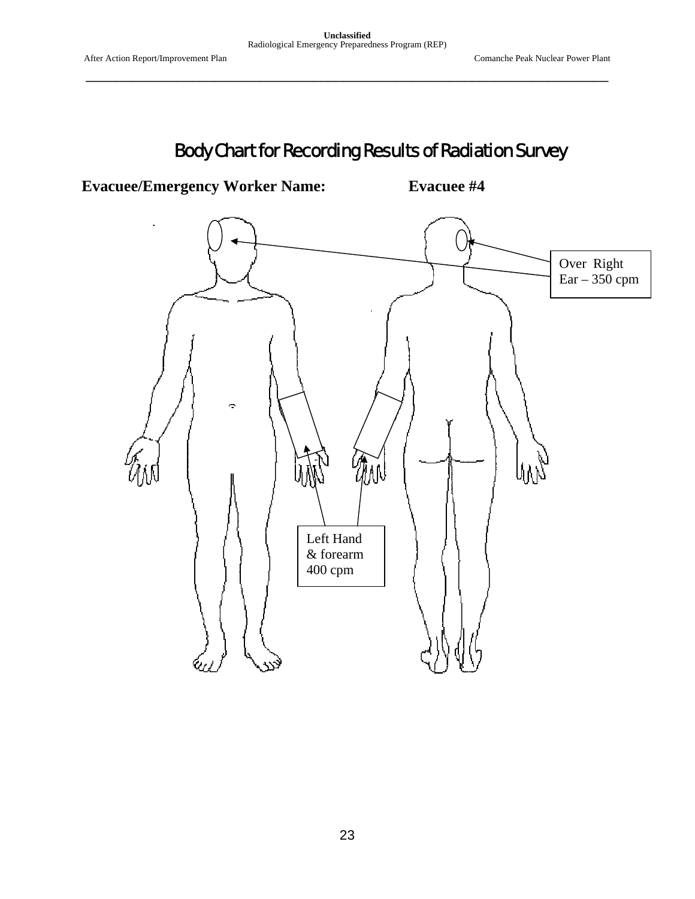# Body Chart for Recording Results of Radiation Survey

**Evacuee/Emergency Worker Name:** **Evacuee #4**

Over Right Ear – 350 cpm

Left Hand & forearm 400 cpm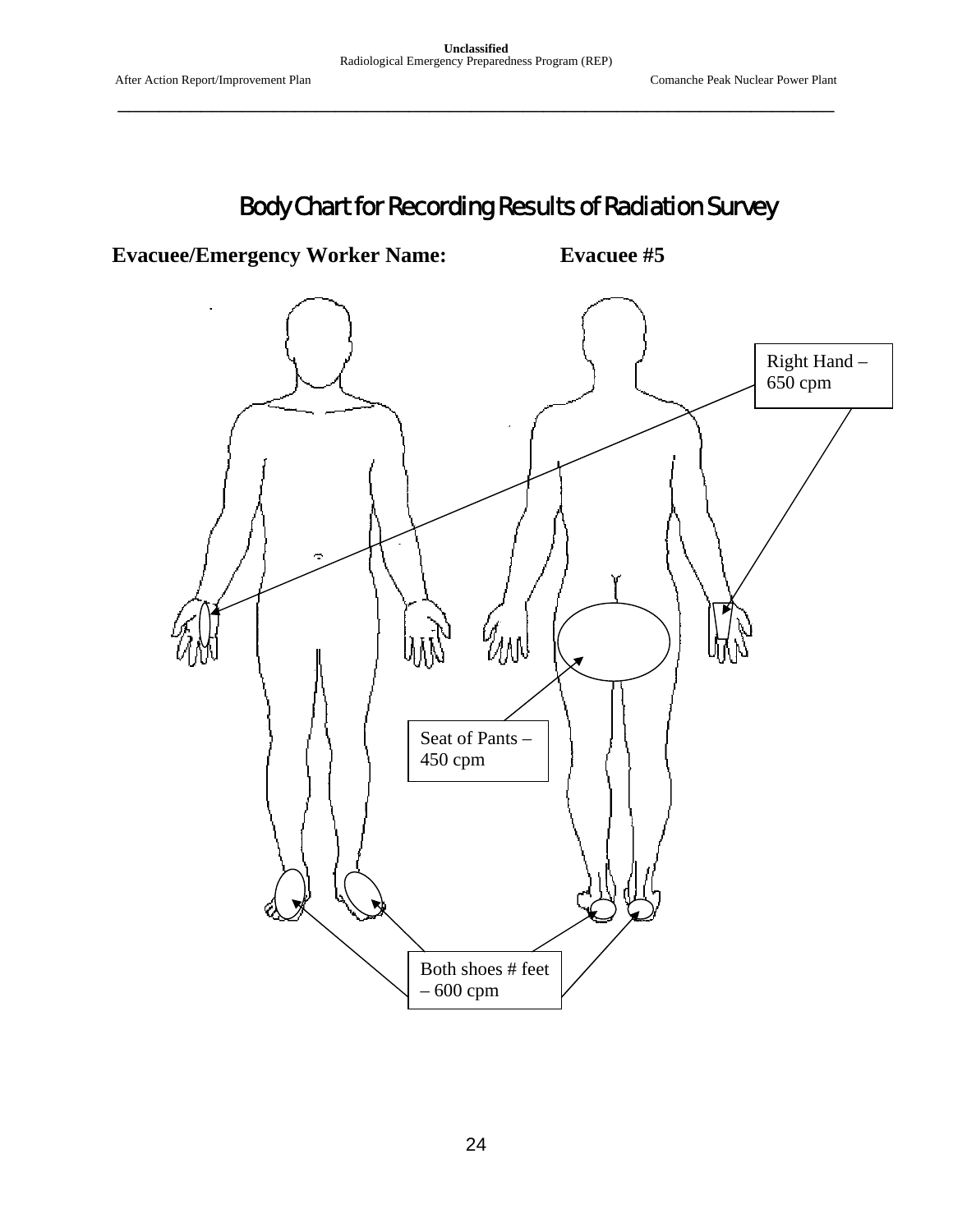# Body Chart for Recording Results of Radiation Survey

**Evacuee/Emergency Worker Name:** **Evacuee #5**

Right Hand – 650 cpm

Seat of Pants – 450 cpm

Both shoes # feet – 600 cpm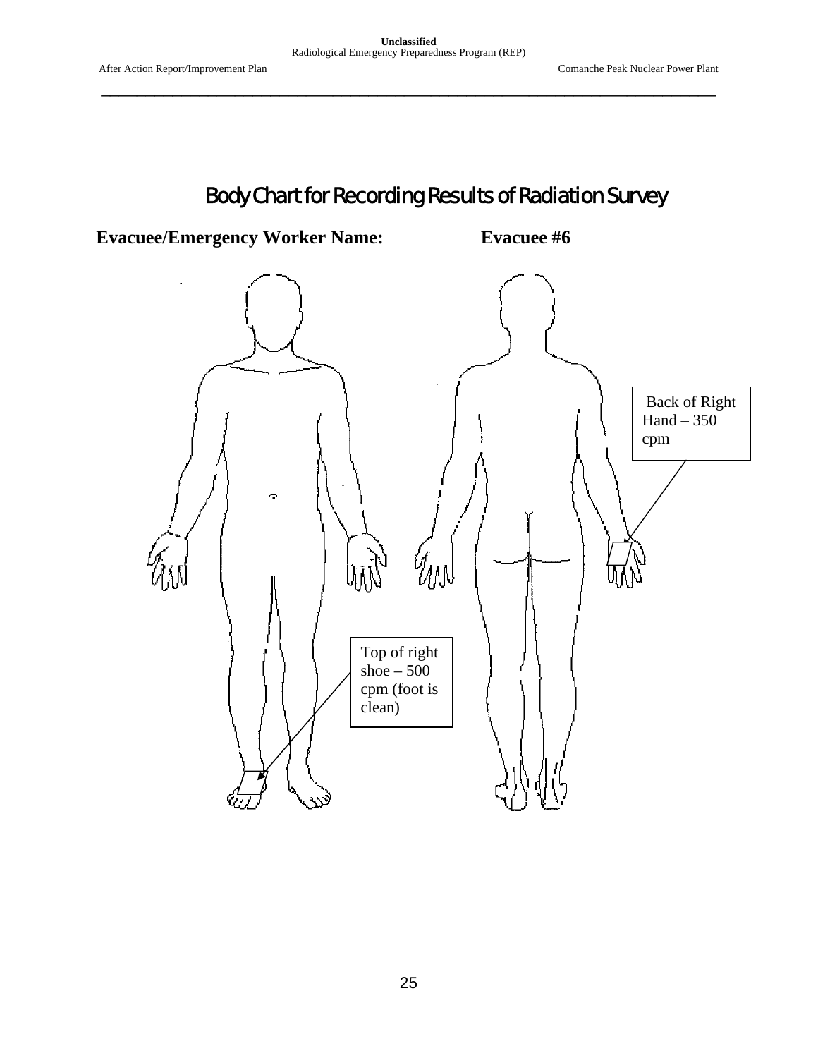# Body Chart for Recording Results of Radiation Survey

**Evacuee/Emergency Worker Name:** **Evacuee #6**

Back of Right Hand – 350 cpm

Top of right shoe – 500 cpm (foot is clean)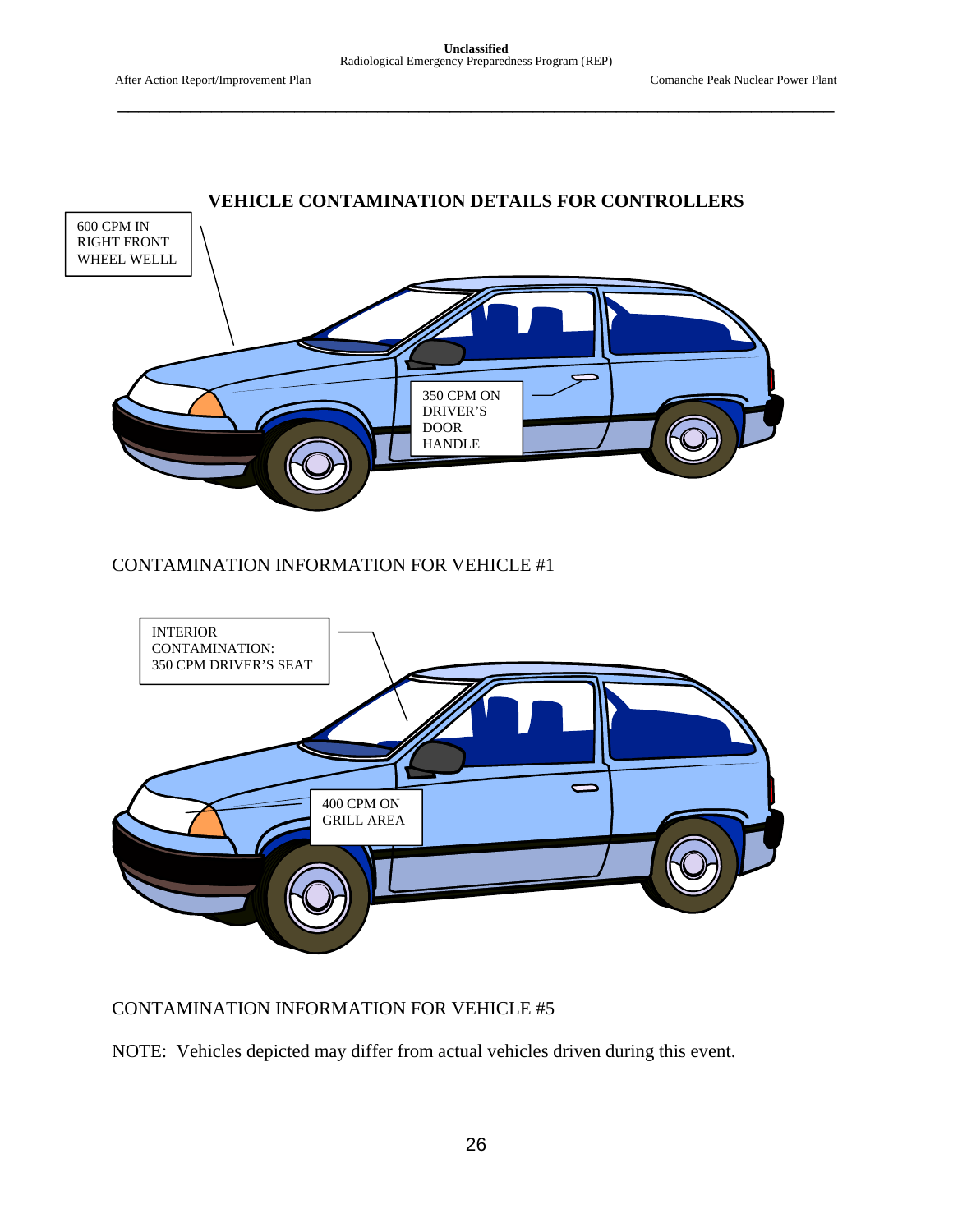## VEHICLE CONTAMINATION DETAILS FOR CONTROLLERS

600 CPM IN RIGHT FRONT WHEEL WELLL

350 CPM ON DRIVER'S DOOR HANDLE

CONTAMINATION INFORMATION FOR VEHICLE #1

INTERIOR CONTAMINATION: 350 CPM DRIVER'S SEAT

400 CPM ON GRILL AREA

CONTAMINATION INFORMATION FOR VEHICLE #5

NOTE: Vehicles depicted may differ from actual vehicles driven during this event.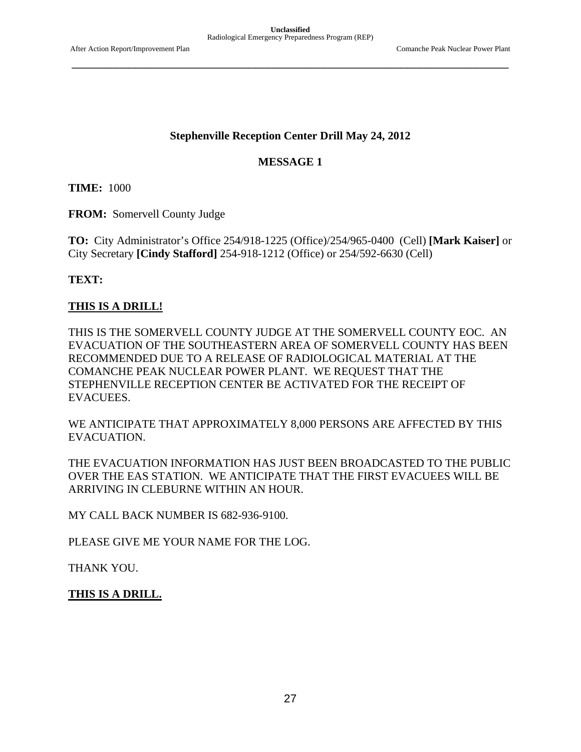**Stephenville Reception Center Drill May 24, 2012**

**MESSAGE 1**

**TIME:** 1000

**FROM:** Somervell County Judge

**TO:** City Administrator's Office 254/918-1225 (Office)/254/965-0400 (Cell) **[Mark Kaiser]** or City Secretary **[Cindy Stafford]** 254-918-1212 (Office) or 254/592-6630 (Cell)

**TEXT:**

**THIS IS A DRILL!**

THIS IS THE SOMERVELL COUNTY JUDGE AT THE SOMERVELL COUNTY EOC. AN EVACUATION OF THE SOUTHEASTERN AREA OF SOMERVELL COUNTY HAS BEEN RECOMMENDED DUE TO A RELEASE OF RADIOLOGICAL MATERIAL AT THE COMANCHE PEAK NUCLEAR POWER PLANT. WE REQUEST THAT THE STEPHENVILLE RECEPTION CENTER BE ACTIVATED FOR THE RECEIPT OF EVACUEES.

WE ANTICIPATE THAT APPROXIMATELY 8,000 PERSONS ARE AFFECTED BY THIS EVACUATION.

THE EVACUATION INFORMATION HAS JUST BEEN BROADCASTED TO THE PUBLIC OVER THE EAS STATION. WE ANTICIPATE THAT THE FIRST EVACUEES WILL BE ARRIVING IN CLEBURNE WITHIN AN HOUR.

MY CALL BACK NUMBER IS 682-936-9100.

PLEASE GIVE ME YOUR NAME FOR THE LOG.

THANK YOU.

**THIS IS A DRILL.**